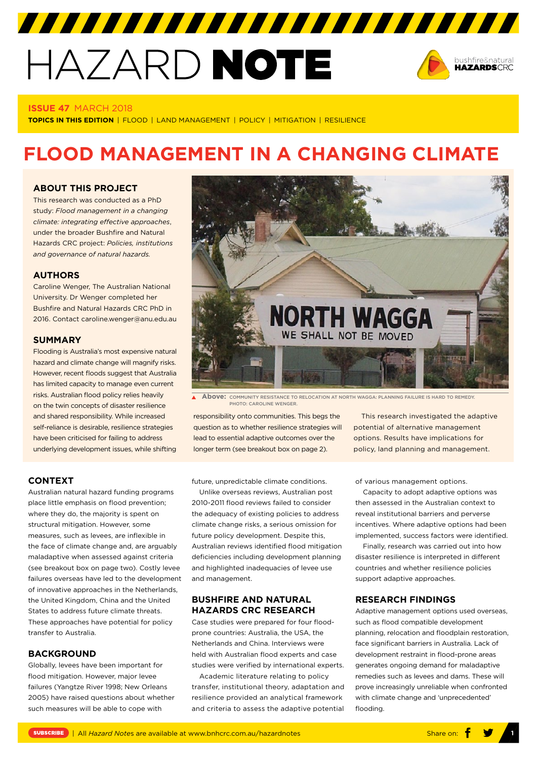# HAZARD NOTE

**ISSUE 47** MARCH 2018

**TOPICS IN THIS EDITION** | FLOOD | LAND MANAGEMENT | POLICY | MITIGATION | RESILIENCE

# FLOOD MANAGEMENT IN A CHANGING CLIMATE

## ABOUT THIS PROJECT

This research was conducted as a PhD study: *Flood management in a changing climate: integrating effective approaches*, under the broader Bushfire and Natural Hazards CRC project: *Policies, institutions and governance of natural hazards.*

## AUTHORS

Caroline Wenger, The Australian National University. Dr Wenger completed her Bushfire and Natural Hazards CRC PhD in 2016. Contact caroline.wenger@anu.edu.au

## SUMMARY

Flooding is Australia's most expensive natural hazard and climate change will magnify risks. However, recent floods suggest that Australia has limited capacity to manage even current risks. Australian flood policy relies heavily on the twin concepts of disaster resilience and shared responsibility. While increased self-reliance is desirable, resilience strategies have been criticised for failing to address underlying development issues, while shifting responsibility onto communities. This begs the question as to whether resilience strategies will lead to essential adaptive outcomes over the longer term (see breakout box on page 2).

This research investigated the adaptive potential of alternative management options. Results have implications for policy, land planning and management.

**Above:** COMMUNITY RESISTANCE TO RELOCATION AT NORTH WAGGA: PLANNING FAILURE IS HARD TO REMEDY. PHOTO: CAROLINE WENGER.

## CONTEXT

Australian natural hazard funding programs place little emphasis on flood prevention; where they do, the majority is spent on structural mitigation. However, some measures, such as levees, are inflexible in the face of climate change and, are arguably maladaptive when assessed against criteria (see breakout box on page two). Costly levee failures overseas have led to the development of innovative approaches in the Netherlands, the United Kingdom, China and the United States to address future climate threats. These approaches have potential for policy transfer to Australia.

## BACKGROUND

Globally, levees have been important for flood mitigation. However, major levee failures (Yangtze River 1998; New Orleans 2005) have raised questions about whether such measures will be able to cope with future, unpredictable climate conditions.

Unlike overseas reviews, Australian post 2010-2011 flood reviews failed to consider the adequacy of existing policies to address climate change risks, a serious omission for future policy development. Despite this, Australian reviews identified flood mitigation deficiencies including development planning and highlighted inadequacies of levee use and management.

## BUSHFIRE AND NATURAL HAZARDS CRC RESEARCH

Case studies were prepared for four flood-prone countries: Australia, the USA, the Netherlands and China. Interviews were held with Australian flood experts and case studies were verified by international experts.

Academic literature relating to policy transfer, institutional theory, adaptation and resilience provided an analytical framework and criteria to assess the adaptive potential of various management options.

Capacity to adopt adaptive options was then assessed in the Australian context to reveal institutional barriers and perverse incentives. Where adaptive options had been implemented, success factors were identified.

Finally, research was carried out into how disaster resilience is interpreted in different countries and whether resilience policies support adaptive approaches.

## RESEARCH FINDINGS

Adaptive management options used overseas, such as flood compatible development planning, relocation and floodplain restoration, face significant barriers in Australia. Lack of development restraint in flood-prone areas generates ongoing demand for maladaptive remedies such as levees and dams. These will prove increasingly unreliable when confronted with climate change and 'unprecedented' flooding.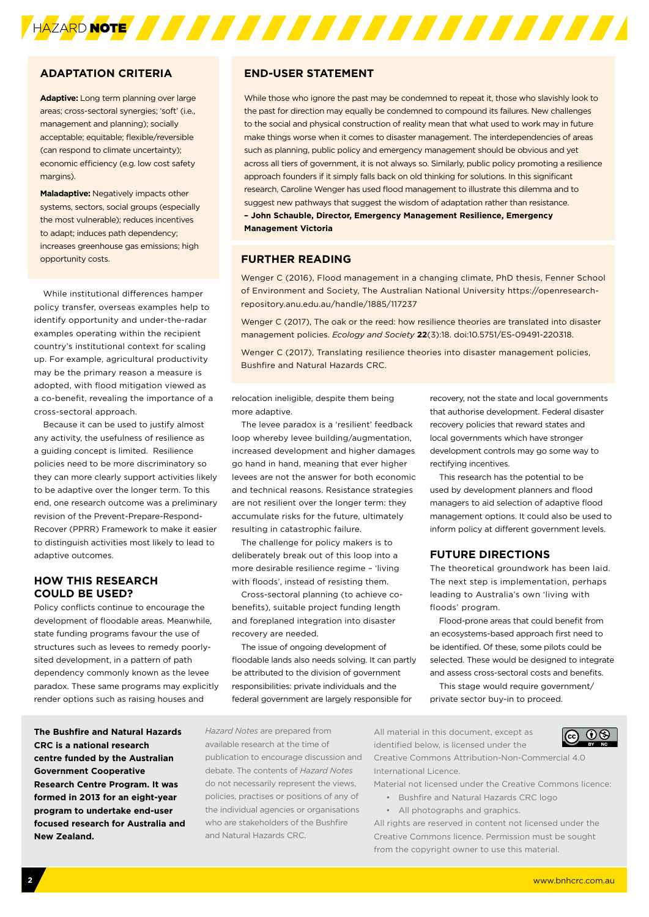## ADAPTATION CRITERIA

**Adaptive:** Long term planning over large areas; cross-sectoral synergies; 'soft' (i.e., management and planning); socially acceptable; equitable; flexible/reversible (can respond to climate uncertainty); economic efficiency (e.g. low cost safety margins).

**Maladaptive:** Negatively impacts other systems, sectors, social groups (especially the most vulnerable); reduces incentives to adapt; induces path dependency; increases greenhouse gas emissions; high opportunity costs.

While institutional differences hamper policy transfer, overseas examples help to identify opportunity and under-the-radar examples operating within the recipient country's institutional context for scaling up. For example, agricultural productivity may be the primary reason a measure is adopted, with flood mitigation viewed as a co-benefit, revealing the importance of a cross-sectoral approach.

Because it can be used to justify almost any activity, the usefulness of resilience as a guiding concept is limited. Resilience policies need to be more discriminatory so they can more clearly support activities likely to be adaptive over the longer term. To this end, one research outcome was a preliminary revision of the Prevent-Prepare-Respond-Recover (PPRR) Framework to make it easier to distinguish activities most likely to lead to adaptive outcomes.

## HOW THIS RESEARCH COULD BE USED?

Policy conflicts continue to encourage the development of floodable areas. Meanwhile, state funding programs favour the use of structures such as levees to remedy poorly-sited development, in a pattern of path dependency commonly known as the levee paradox. These same programs may explicitly render options such as raising houses and relocation ineligible, despite them being more adaptive.

The levee paradox is a 'resilient' feedback loop whereby levee building/augmentation, increased development and higher damages go hand in hand, meaning that ever higher levees are not the answer for both economic and technical reasons. Resistance strategies are not resilient over the longer term: they accumulate risks for the future, ultimately resulting in catastrophic failure.

The challenge for policy makers is to deliberately break out of this loop into a more desirable resilience regime – 'living with floods', instead of resisting them.

Cross-sectoral planning (to achieve co-benefits), suitable project funding length and foreplanned integration into disaster recovery are needed.

The issue of ongoing development of floodable lands also needs solving. It can partly be attributed to the division of government responsibilities: private individuals and the federal government are largely responsible for recovery, not the state and local governments that authorise development. Federal disaster recovery policies that reward states and local governments which have stronger development controls may go some way to rectifying incentives.

This research has the potential to be used by development planners and flood managers to aid selection of adaptive flood management options. It could also be used to inform policy at different government levels.

## FUTURE DIRECTIONS

The theoretical groundwork has been laid. The next step is implementation, perhaps leading to Australia's own 'living with floods' program.

Flood-prone areas that could benefit from an ecosystems-based approach first need to be identified. Of these, some pilots could be selected. These would be designed to integrate and assess cross-sectoral costs and benefits.

This stage would require government/private sector buy-in to proceed.

## END-USER STATEMENT

While those who ignore the past may be condemned to repeat it, those who slavishly look to the past for direction may equally be condemned to compound its failures. New challenges to the social and physical construction of reality mean that what used to work may in future make things worse when it comes to disaster management. The interdependencies of areas such as planning, public policy and emergency management should be obvious and yet across all tiers of government, it is not always so. Similarly, public policy promoting a resilience approach founders if it simply falls back on old thinking for solutions. In this significant research, Caroline Wenger has used flood management to illustrate this dilemma and to suggest new pathways that suggest the wisdom of adaptation rather than resistance.

**– John Schauble, Director, Emergency Management Resilience, Emergency Management Victoria**

## FURTHER READING

Wenger C (2016), Flood management in a changing climate, PhD thesis, Fenner School of Environment and Society, The Australian National University https://openresearch-repository.anu.edu.au/handle/1885/117237

Wenger C (2017), The oak or the reed: how resilience theories are translated into disaster management policies. *Ecology and Society* **22**(3):18. doi:10.5751/ES-09491-220318.

Wenger C (2017), Translating resilience theories into disaster management policies, Bushfire and Natural Hazards CRC.

---

**The Bushfire and Natural Hazards CRC is a national research centre funded by the Australian Government Cooperative Research Centre Program. It was formed in 2013 for an eight-year program to undertake end-user focused research for Australia and New Zealand.**

*Hazard Notes* are prepared from available research at the time of publication to encourage discussion and debate. The contents of *Hazard Notes* do not necessarily represent the views, policies, practises or positions of any of the individual agencies or organisations who are stakeholders of the Bushfire and Natural Hazards CRC.

All material in this document, except as identified below, is licensed under the Creative Commons Attribution-Non-Commercial 4.0 International Licence.

Material not licensed under the Creative Commons licence:

- Bushfire and Natural Hazards CRC logo
- All photographs and graphics.

All rights are reserved in content not licensed under the Creative Commons licence. Permission must be sought from the copyright owner to use this material.